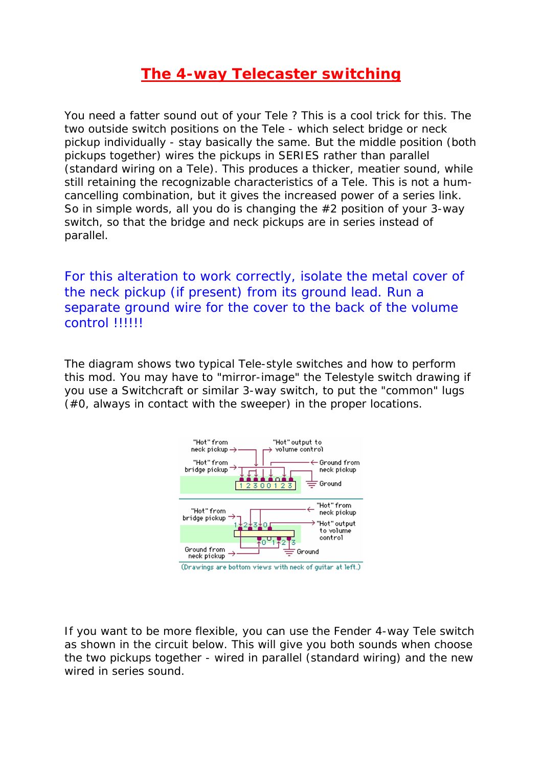# The 4-way Telecaster switching

You need a fatter sound out of your Tele ? This is a cool trick for this. The two outside switch positions on the Tele - which select bridge or neck pickup individually - stay basically the same. But the middle position (both pickups together) wires the pickups in SERIES rather than parallel (standard wiring on a Tele). This produces a thicker, meatier sound, while still retaining the recognizable characteristics of a Tele. This is not a hum-cancelling combination, but it gives the increased power of a series link. So in simple words, all you do is changing the #2 position of your 3-way switch, so that the bridge and neck pickups are in series instead of parallel.

For this alteration to work correctly, isolate the metal cover of the neck pickup (if present) from its ground lead. Run a separate ground wire for the cover to the back of the volume control !!!!!!

The diagram shows two typical Tele-style switches and how to perform this mod. You may have to "mirror-image" the Telestyle switch drawing if you use a Switchcraft or similar 3-way switch, to put the "common" lugs (#0, always in contact with the sweeper) in the proper locations.

"Hot" from neck pickup — "Hot" output to volume control — "Hot" from bridge pickup — Ground from neck pickup — 1 2 3 0 0 1 2 3 — Ground

"Hot" from bridge pickup — "Hot" from neck pickup — 1 2 3 0 — "Hot" output to volume control — 0 1 2 3 — Ground from neck pickup — Ground

(Drawings are bottom views with neck of guitar at left.)

If you want to be more flexible, you can use the Fender 4-way Tele switch as shown in the circuit below. This will give you both sounds when choose the two pickups together - wired in parallel (standard wiring) and the new wired in series sound.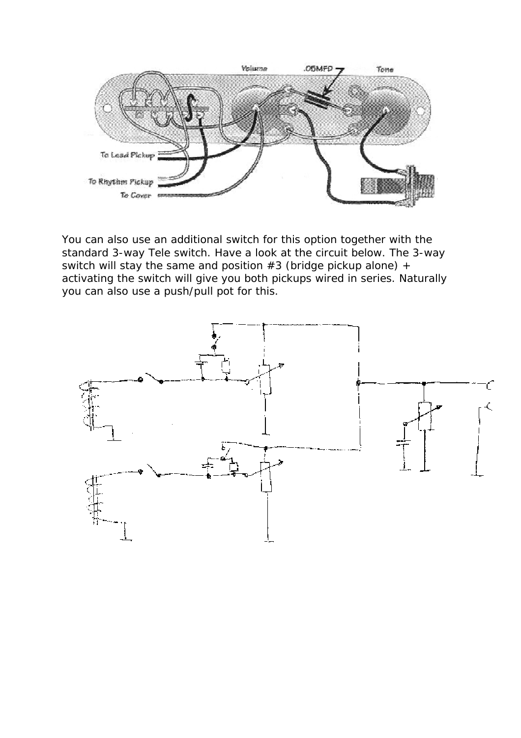Volume

.05MFD

Tone

To Lead Pickup

To Rhythm Pickup

To Cover

You can also use an additional switch for this option together with the standard 3-way Tele switch. Have a look at the circuit below. The 3-way switch will stay the same and position #3 (bridge pickup alone) + activating the switch will give you both pickups wired in series. Naturally you can also use a push/pull pot for this.